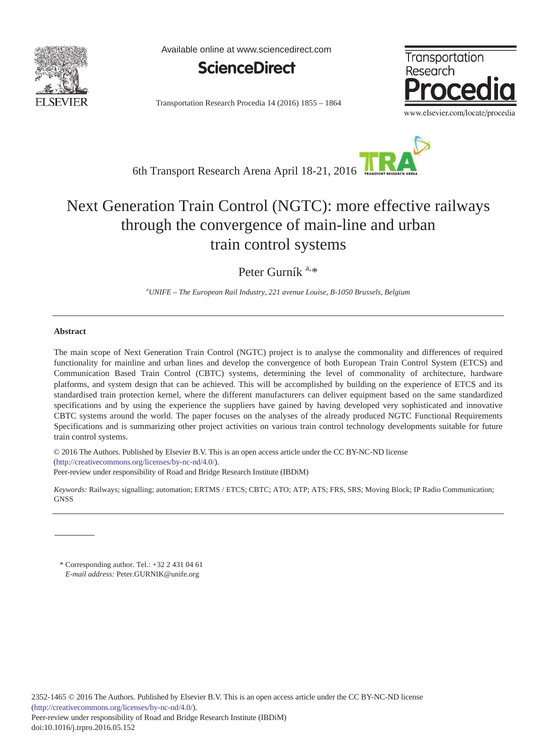6th Transport Research Arena April 18-21, 2016

# Next Generation Train Control (NGTC): more effective railways through the convergence of main-line and urban train control systems

Peter Gurník [a,*]

[a] *UNIFE – The European Rail Industry, 221 avenue Louise, B-1050 Brussels, Belgium*

---

## Abstract

The main scope of Next Generation Train Control (NGTC) project is to analyse the commonality and differences of required functionality for mainline and urban lines and develop the convergence of both European Train Control System (ETCS) and Communication Based Train Control (CBTC) systems, determining the level of commonality of architecture, hardware platforms, and system design that can be achieved. This will be accomplished by building on the experience of ETCS and its standardised train protection kernel, where the different manufacturers can deliver equipment based on the same standardized specifications and by using the experience the suppliers have gained by having developed very sophisticated and innovative CBTC systems around the world. The paper focuses on the analyses of the already produced NGTC Functional Requirements Specifications and is summarizing other project activities on various train control technology developments suitable for future train control systems.

© 2016 The Authors. Published by Elsevier B.V. This is an open access article under the CC BY-NC-ND license (http://creativecommons.org/licenses/by-nc-nd/4.0/).
Peer-review under responsibility of Road and Bridge Research Institute (IBDiM)

*Keywords:* Railways; signalling; automation; ERTMS / ETCS; CBTC; ATO; ATP; ATS; FRS, SRS; Moving Block; IP Radio Communication; GNSS

---

\* Corresponding author. Tel.: +32 2 431 04 61
*E-mail address:* Peter.GURNIK@unife.org

2352-1465 © 2016 The Authors. Published by Elsevier B.V. This is an open access article under the CC BY-NC-ND license (http://creativecommons.org/licenses/by-nc-nd/4.0/).
Peer-review under responsibility of Road and Bridge Research Institute (IBDiM)
doi:10.1016/j.trpro.2016.05.152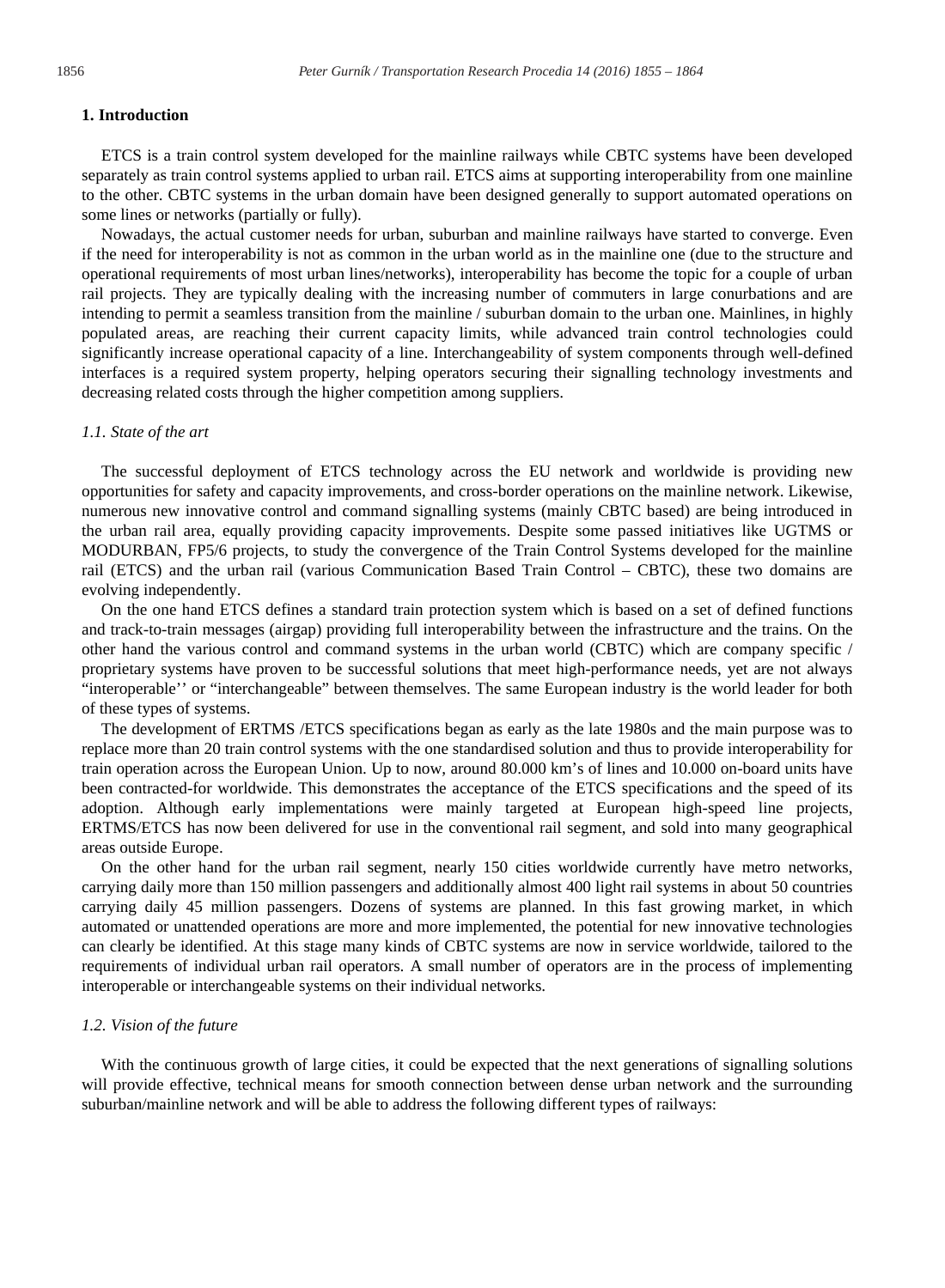## 1. Introduction

ETCS is a train control system developed for the mainline railways while CBTC systems have been developed separately as train control systems applied to urban rail. ETCS aims at supporting interoperability from one mainline to the other. CBTC systems in the urban domain have been designed generally to support automated operations on some lines or networks (partially or fully).

Nowadays, the actual customer needs for urban, suburban and mainline railways have started to converge. Even if the need for interoperability is not as common in the urban world as in the mainline one (due to the structure and operational requirements of most urban lines/networks), interoperability has become the topic for a couple of urban rail projects. They are typically dealing with the increasing number of commuters in large conurbations and are intending to permit a seamless transition from the mainline / suburban domain to the urban one. Mainlines, in highly populated areas, are reaching their current capacity limits, while advanced train control technologies could significantly increase operational capacity of a line. Interchangeability of system components through well-defined interfaces is a required system property, helping operators securing their signalling technology investments and decreasing related costs through the higher competition among suppliers.

### *1.1. State of the art*

The successful deployment of ETCS technology across the EU network and worldwide is providing new opportunities for safety and capacity improvements, and cross-border operations on the mainline network. Likewise, numerous new innovative control and command signalling systems (mainly CBTC based) are being introduced in the urban rail area, equally providing capacity improvements. Despite some passed initiatives like UGTMS or MODURBAN, FP5/6 projects, to study the convergence of the Train Control Systems developed for the mainline rail (ETCS) and the urban rail (various Communication Based Train Control – CBTC), these two domains are evolving independently.

On the one hand ETCS defines a standard train protection system which is based on a set of defined functions and track-to-train messages (airgap) providing full interoperability between the infrastructure and the trains. On the other hand the various control and command systems in the urban world (CBTC) which are company specific / proprietary systems have proven to be successful solutions that meet high-performance needs, yet are not always "interoperable'' or "interchangeable" between themselves. The same European industry is the world leader for both of these types of systems.

The development of ERTMS /ETCS specifications began as early as the late 1980s and the main purpose was to replace more than 20 train control systems with the one standardised solution and thus to provide interoperability for train operation across the European Union. Up to now, around 80.000 km's of lines and 10.000 on-board units have been contracted-for worldwide. This demonstrates the acceptance of the ETCS specifications and the speed of its adoption. Although early implementations were mainly targeted at European high-speed line projects, ERTMS/ETCS has now been delivered for use in the conventional rail segment, and sold into many geographical areas outside Europe.

On the other hand for the urban rail segment, nearly 150 cities worldwide currently have metro networks, carrying daily more than 150 million passengers and additionally almost 400 light rail systems in about 50 countries carrying daily 45 million passengers. Dozens of systems are planned. In this fast growing market, in which automated or unattended operations are more and more implemented, the potential for new innovative technologies can clearly be identified. At this stage many kinds of CBTC systems are now in service worldwide, tailored to the requirements of individual urban rail operators. A small number of operators are in the process of implementing interoperable or interchangeable systems on their individual networks.

### *1.2. Vision of the future*

With the continuous growth of large cities, it could be expected that the next generations of signalling solutions will provide effective, technical means for smooth connection between dense urban network and the surrounding suburban/mainline network and will be able to address the following different types of railways: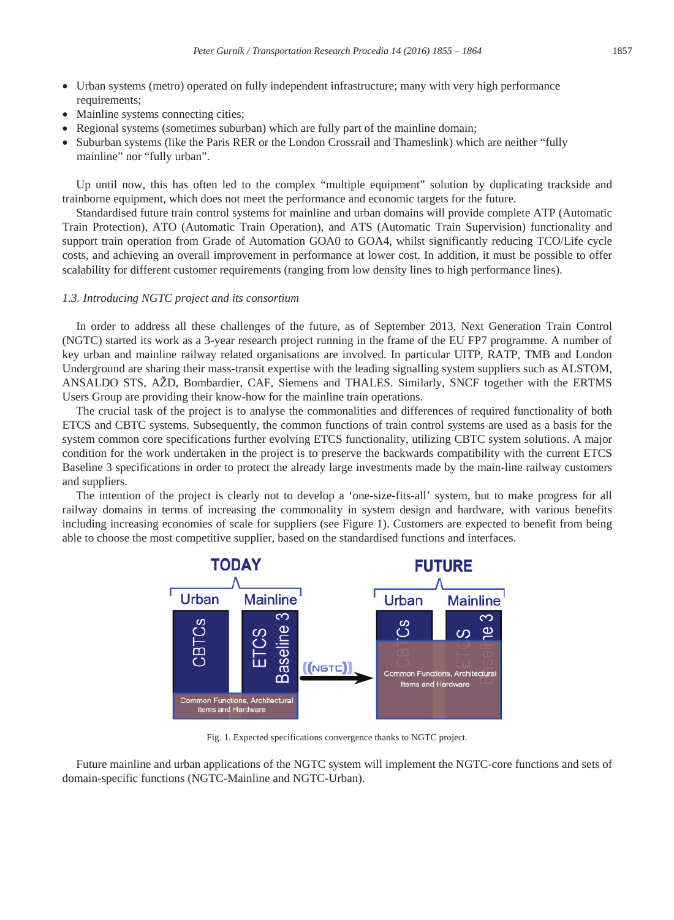- Urban systems (metro) operated on fully independent infrastructure; many with very high performance requirements;
- Mainline systems connecting cities;
- Regional systems (sometimes suburban) which are fully part of the mainline domain;
- Suburban systems (like the Paris RER or the London Crossrail and Thameslink) which are neither “fully mainline” nor “fully urban”.

Up until now, this has often led to the complex “multiple equipment” solution by duplicating trackside and trainborne equipment, which does not meet the performance and economic targets for the future.

Standardised future train control systems for mainline and urban domains will provide complete ATP (Automatic Train Protection), ATO (Automatic Train Operation), and ATS (Automatic Train Supervision) functionality and support train operation from Grade of Automation GOA0 to GOA4, whilst significantly reducing TCO/Life cycle costs, and achieving an overall improvement in performance at lower cost. In addition, it must be possible to offer scalability for different customer requirements (ranging from low density lines to high performance lines).

### *1.3. Introducing NGTC project and its consortium*

In order to address all these challenges of the future, as of September 2013, Next Generation Train Control (NGTC) started its work as a 3-year research project running in the frame of the EU FP7 programme. A number of key urban and mainline railway related organisations are involved. In particular UITP, RATP, TMB and London Underground are sharing their mass-transit expertise with the leading signalling system suppliers such as ALSTOM, ANSALDO STS, AŽD, Bombardier, CAF, Siemens and THALES. Similarly, SNCF together with the ERTMS Users Group are providing their know-how for the mainline train operations.

The crucial task of the project is to analyse the commonalities and differences of required functionality of both ETCS and CBTC systems. Subsequently, the common functions of train control systems are used as a basis for the system common core specifications further evolving ETCS functionality, utilizing CBTC system solutions. A major condition for the work undertaken in the project is to preserve the backwards compatibility with the current ETCS Baseline 3 specifications in order to protect the already large investments made by the main-line railway customers and suppliers.

The intention of the project is clearly not to develop a ‘one-size-fits-all’ system, but to make progress for all railway domains in terms of increasing the commonality in system design and hardware, with various benefits including increasing economies of scale for suppliers (see Figure 1). Customers are expected to benefit from being able to choose the most competitive supplier, based on the standardised functions and interfaces.

TODAY
Urban
Mainline
CBTCs
ETCS Baseline 3
Common Functions, Architectural Items and Hardware
NGTC
FUTURE
Urban
Mainline
CBTCs
ETCS Baseline 3
Common Functions, Architectural Items and Hardware

Fig. 1. Expected specifications convergence thanks to NGTC project.

Future mainline and urban applications of the NGTC system will implement the NGTC-core functions and sets of domain-specific functions (NGTC-Mainline and NGTC-Urban).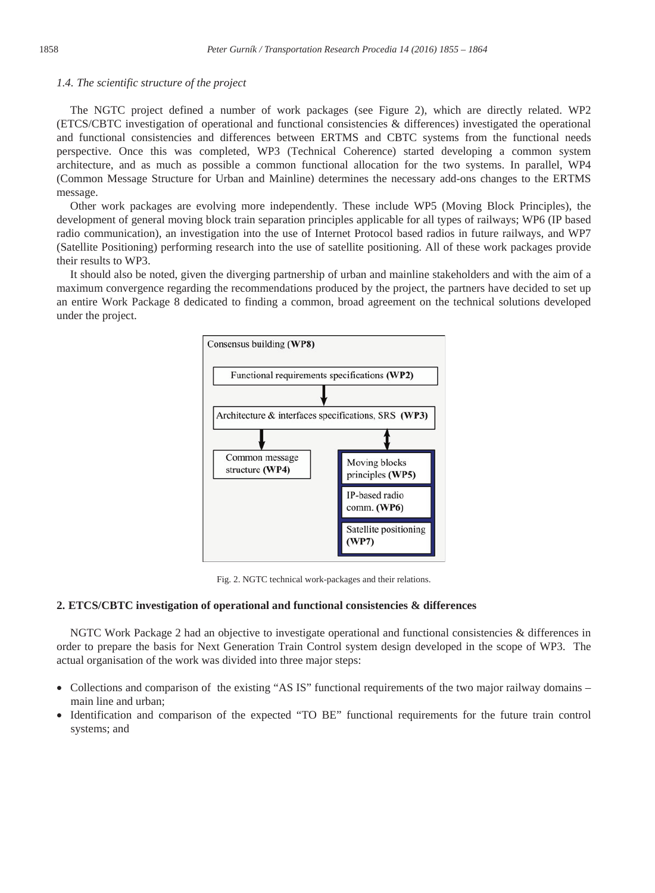### 1.4. The scientific structure of the project

The NGTC project defined a number of work packages (see Figure 2), which are directly related. WP2 (ETCS/CBTC investigation of operational and functional consistencies & differences) investigated the operational and functional consistencies and differences between ERTMS and CBTC systems from the functional needs perspective. Once this was completed, WP3 (Technical Coherence) started developing a common system architecture, and as much as possible a common functional allocation for the two systems. In parallel, WP4 (Common Message Structure for Urban and Mainline) determines the necessary add-ons changes to the ERTMS message.

Other work packages are evolving more independently. These include WP5 (Moving Block Principles), the development of general moving block train separation principles applicable for all types of railways; WP6 (IP based radio communication), an investigation into the use of Internet Protocol based radios in future railways, and WP7 (Satellite Positioning) performing research into the use of satellite positioning. All of these work packages provide their results to WP3.

It should also be noted, given the diverging partnership of urban and mainline stakeholders and with the aim of a maximum convergence regarding the recommendations produced by the project, the partners have decided to set up an entire Work Package 8 dedicated to finding a common, broad agreement on the technical solutions developed under the project.

Consensus building (**WP8**)

Functional requirements specifications (**WP2**)

Architecture & interfaces specifications, SRS (**WP3**)

Common message structure (**WP4**)

Moving blocks principles (**WP5**)

IP-based radio comm. (**WP6**)

Satellite positioning (**WP7**)

Fig. 2. NGTC technical work-packages and their relations.

## 2. ETCS/CBTC investigation of operational and functional consistencies & differences

NGTC Work Package 2 had an objective to investigate operational and functional consistencies & differences in order to prepare the basis for Next Generation Train Control system design developed in the scope of WP3. The actual organisation of the work was divided into three major steps:

- Collections and comparison of the existing "AS IS" functional requirements of the two major railway domains – main line and urban;
- Identification and comparison of the expected "TO BE" functional requirements for the future train control systems; and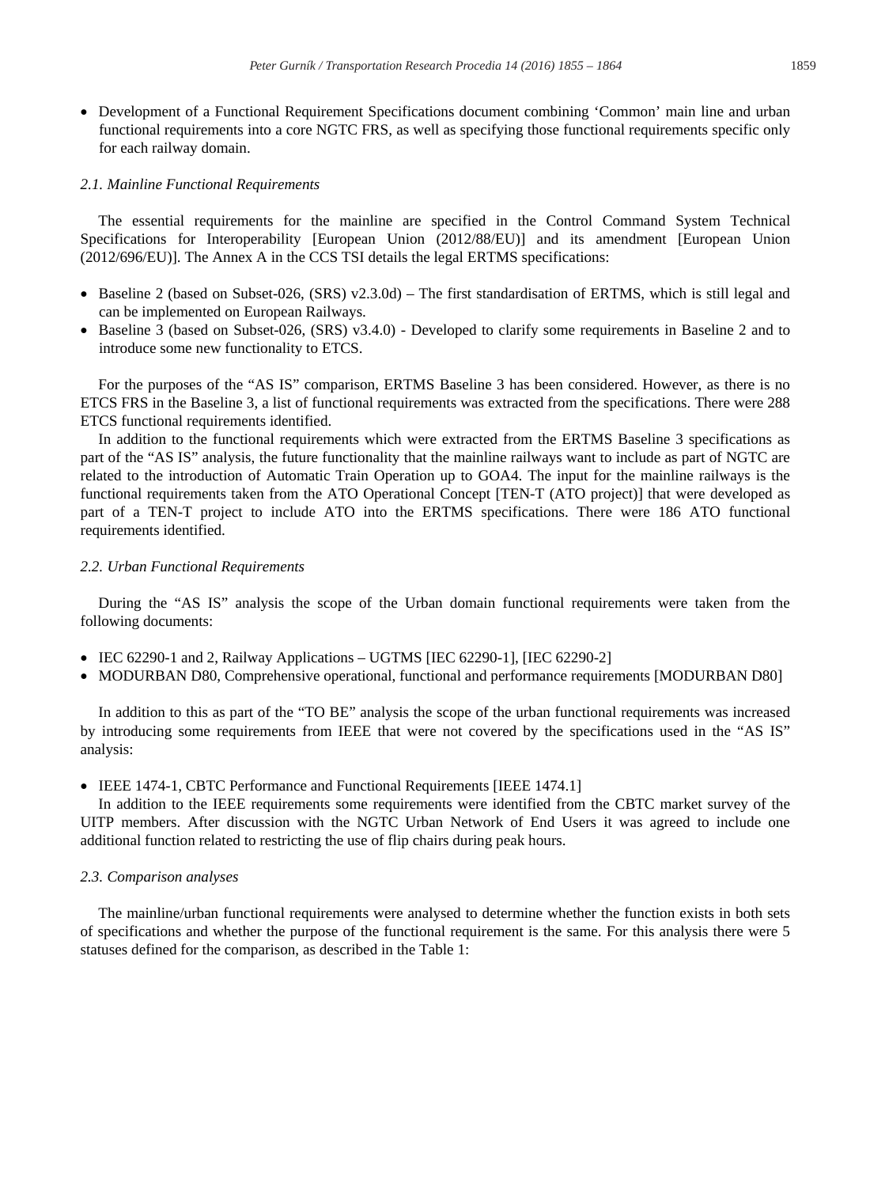- Development of a Functional Requirement Specifications document combining ‘Common’ main line and urban functional requirements into a core NGTC FRS, as well as specifying those functional requirements specific only for each railway domain.

### *2.1. Mainline Functional Requirements*

The essential requirements for the mainline are specified in the Control Command System Technical Specifications for Interoperability [European Union (2012/88/EU)] and its amendment [European Union (2012/696/EU)]. The Annex A in the CCS TSI details the legal ERTMS specifications:

- Baseline 2 (based on Subset-026, (SRS) v2.3.0d) – The first standardisation of ERTMS, which is still legal and can be implemented on European Railways.
- Baseline 3 (based on Subset-026, (SRS) v3.4.0) - Developed to clarify some requirements in Baseline 2 and to introduce some new functionality to ETCS.

For the purposes of the “AS IS” comparison, ERTMS Baseline 3 has been considered. However, as there is no ETCS FRS in the Baseline 3, a list of functional requirements was extracted from the specifications. There were 288 ETCS functional requirements identified.

In addition to the functional requirements which were extracted from the ERTMS Baseline 3 specifications as part of the “AS IS” analysis, the future functionality that the mainline railways want to include as part of NGTC are related to the introduction of Automatic Train Operation up to GOA4. The input for the mainline railways is the functional requirements taken from the ATO Operational Concept [TEN-T (ATO project)] that were developed as part of a TEN-T project to include ATO into the ERTMS specifications. There were 186 ATO functional requirements identified.

### *2.2. Urban Functional Requirements*

During the “AS IS” analysis the scope of the Urban domain functional requirements were taken from the following documents:

- IEC 62290-1 and 2, Railway Applications – UGTMS [IEC 62290-1], [IEC 62290-2]
- MODURBAN D80, Comprehensive operational, functional and performance requirements [MODURBAN D80]

In addition to this as part of the “TO BE” analysis the scope of the urban functional requirements was increased by introducing some requirements from IEEE that were not covered by the specifications used in the “AS IS” analysis:

- IEEE 1474-1, CBTC Performance and Functional Requirements [IEEE 1474.1]

In addition to the IEEE requirements some requirements were identified from the CBTC market survey of the UITP members. After discussion with the NGTC Urban Network of End Users it was agreed to include one additional function related to restricting the use of flip chairs during peak hours.

### *2.3. Comparison analyses*

The mainline/urban functional requirements were analysed to determine whether the function exists in both sets of specifications and whether the purpose of the functional requirement is the same. For this analysis there were 5 statuses defined for the comparison, as described in the Table 1: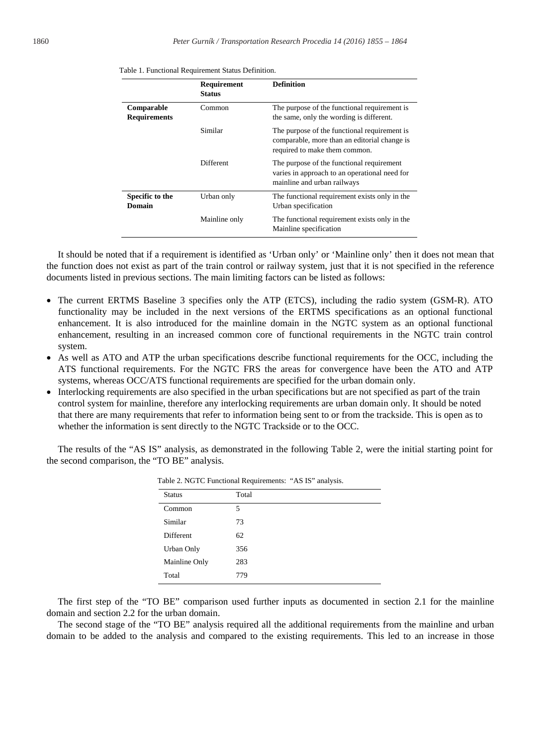Table 1. Functional Requirement Status Definition.

| | Requirement Status | Definition |
|---|---|---|
| **Comparable Requirements** | Common | The purpose of the functional requirement is the same, only the wording is different. |
| | Similar | The purpose of the functional requirement is comparable, more than an editorial change is required to make them common. |
| | Different | The purpose of the functional requirement varies in approach to an operational need for mainline and urban railways |
| **Specific to the Domain** | Urban only | The functional requirement exists only in the Urban specification |
| | Mainline only | The functional requirement exists only in the Mainline specification |

It should be noted that if a requirement is identified as 'Urban only' or 'Mainline only' then it does not mean that the function does not exist as part of the train control or railway system, just that it is not specified in the reference documents listed in previous sections. The main limiting factors can be listed as follows:

- The current ERTMS Baseline 3 specifies only the ATP (ETCS), including the radio system (GSM-R). ATO functionality may be included in the next versions of the ERTMS specifications as an optional functional enhancement. It is also introduced for the mainline domain in the NGTC system as an optional functional enhancement, resulting in an increased common core of functional requirements in the NGTC train control system.
- As well as ATO and ATP the urban specifications describe functional requirements for the OCC, including the ATS functional requirements. For the NGTC FRS the areas for convergence have been the ATO and ATP systems, whereas OCC/ATS functional requirements are specified for the urban domain only.
- Interlocking requirements are also specified in the urban specifications but are not specified as part of the train control system for mainline, therefore any interlocking requirements are urban domain only. It should be noted that there are many requirements that refer to information being sent to or from the trackside. This is open as to whether the information is sent directly to the NGTC Trackside or to the OCC.

The results of the "AS IS" analysis, as demonstrated in the following Table 2, were the initial starting point for the second comparison, the "TO BE" analysis.

Table 2. NGTC Functional Requirements: "AS IS" analysis.

| Status | Total |
|---|---|
| Common | 5 |
| Similar | 73 |
| Different | 62 |
| Urban Only | 356 |
| Mainline Only | 283 |
| Total | 779 |

The first step of the "TO BE" comparison used further inputs as documented in section 2.1 for the mainline domain and section 2.2 for the urban domain.

The second stage of the "TO BE" analysis required all the additional requirements from the mainline and urban domain to be added to the analysis and compared to the existing requirements. This led to an increase in those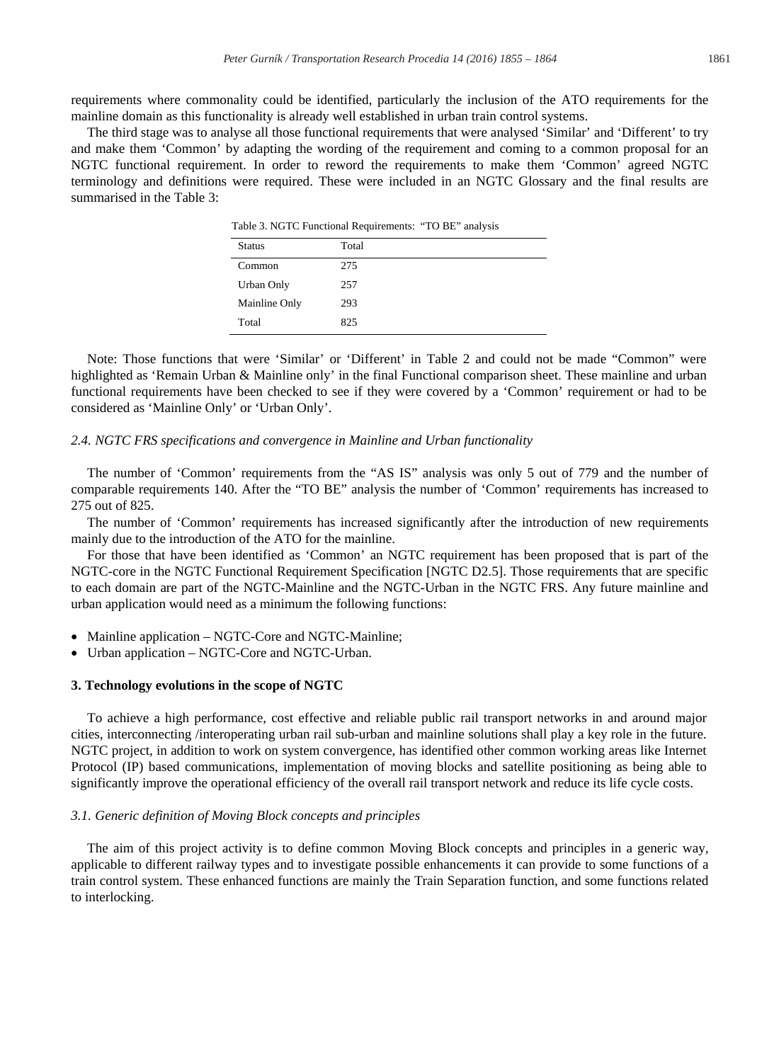requirements where commonality could be identified, particularly the inclusion of the ATO requirements for the mainline domain as this functionality is already well established in urban train control systems.

The third stage was to analyse all those functional requirements that were analysed 'Similar' and 'Different' to try and make them 'Common' by adapting the wording of the requirement and coming to a common proposal for an NGTC functional requirement. In order to reword the requirements to make them 'Common' agreed NGTC terminology and definitions were required. These were included in an NGTC Glossary and the final results are summarised in the Table 3:

Table 3. NGTC Functional Requirements: "TO BE" analysis

| Status | Total |
|---|---|
| Common | 275 |
| Urban Only | 257 |
| Mainline Only | 293 |
| Total | 825 |

Note: Those functions that were 'Similar' or 'Different' in Table 2 and could not be made "Common" were highlighted as 'Remain Urban & Mainline only' in the final Functional comparison sheet. These mainline and urban functional requirements have been checked to see if they were covered by a 'Common' requirement or had to be considered as 'Mainline Only' or 'Urban Only'.

### *2.4. NGTC FRS specifications and convergence in Mainline and Urban functionality*

The number of 'Common' requirements from the "AS IS" analysis was only 5 out of 779 and the number of comparable requirements 140. After the "TO BE" analysis the number of 'Common' requirements has increased to 275 out of 825.

The number of 'Common' requirements has increased significantly after the introduction of new requirements mainly due to the introduction of the ATO for the mainline.

For those that have been identified as 'Common' an NGTC requirement has been proposed that is part of the NGTC-core in the NGTC Functional Requirement Specification [NGTC D2.5]. Those requirements that are specific to each domain are part of the NGTC-Mainline and the NGTC-Urban in the NGTC FRS. Any future mainline and urban application would need as a minimum the following functions:

- Mainline application – NGTC-Core and NGTC-Mainline;
- Urban application – NGTC-Core and NGTC-Urban.

## 3. Technology evolutions in the scope of NGTC

To achieve a high performance, cost effective and reliable public rail transport networks in and around major cities, interconnecting /interoperating urban rail sub-urban and mainline solutions shall play a key role in the future. NGTC project, in addition to work on system convergence, has identified other common working areas like Internet Protocol (IP) based communications, implementation of moving blocks and satellite positioning as being able to significantly improve the operational efficiency of the overall rail transport network and reduce its life cycle costs.

### *3.1. Generic definition of Moving Block concepts and principles*

The aim of this project activity is to define common Moving Block concepts and principles in a generic way, applicable to different railway types and to investigate possible enhancements it can provide to some functions of a train control system. These enhanced functions are mainly the Train Separation function, and some functions related to interlocking.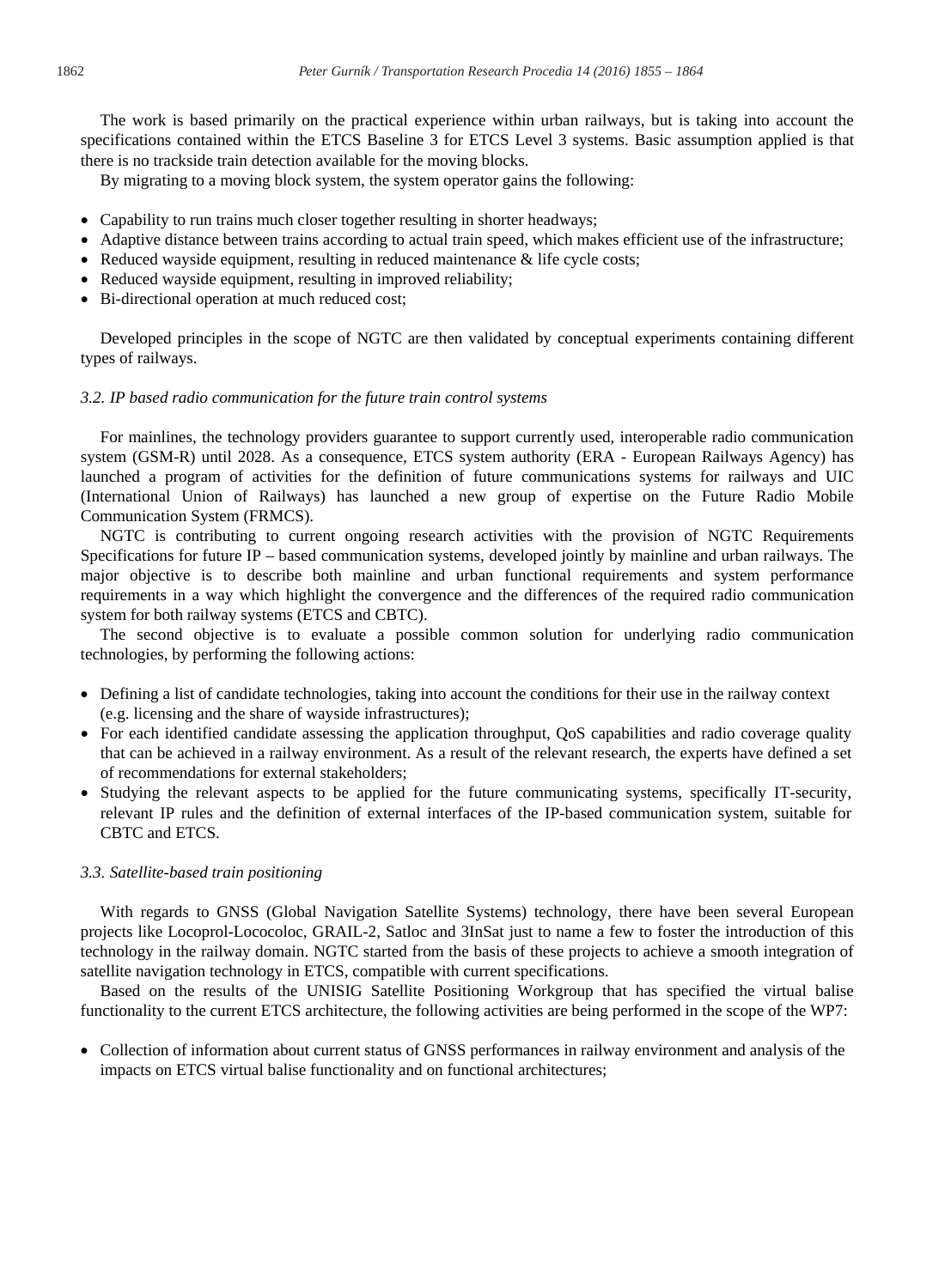The work is based primarily on the practical experience within urban railways, but is taking into account the specifications contained within the ETCS Baseline 3 for ETCS Level 3 systems. Basic assumption applied is that there is no trackside train detection available for the moving blocks.

By migrating to a moving block system, the system operator gains the following:

- Capability to run trains much closer together resulting in shorter headways;
- Adaptive distance between trains according to actual train speed, which makes efficient use of the infrastructure;
- Reduced wayside equipment, resulting in reduced maintenance & life cycle costs;
- Reduced wayside equipment, resulting in improved reliability;
- Bi-directional operation at much reduced cost;

Developed principles in the scope of NGTC are then validated by conceptual experiments containing different types of railways.

### *3.2. IP based radio communication for the future train control systems*

For mainlines, the technology providers guarantee to support currently used, interoperable radio communication system (GSM-R) until 2028. As a consequence, ETCS system authority (ERA - European Railways Agency) has launched a program of activities for the definition of future communications systems for railways and UIC (International Union of Railways) has launched a new group of expertise on the Future Radio Mobile Communication System (FRMCS).

NGTC is contributing to current ongoing research activities with the provision of NGTC Requirements Specifications for future IP – based communication systems, developed jointly by mainline and urban railways. The major objective is to describe both mainline and urban functional requirements and system performance requirements in a way which highlight the convergence and the differences of the required radio communication system for both railway systems (ETCS and CBTC).

The second objective is to evaluate a possible common solution for underlying radio communication technologies, by performing the following actions:

- Defining a list of candidate technologies, taking into account the conditions for their use in the railway context (e.g. licensing and the share of wayside infrastructures);
- For each identified candidate assessing the application throughput, QoS capabilities and radio coverage quality that can be achieved in a railway environment. As a result of the relevant research, the experts have defined a set of recommendations for external stakeholders;
- Studying the relevant aspects to be applied for the future communicating systems, specifically IT-security, relevant IP rules and the definition of external interfaces of the IP-based communication system, suitable for CBTC and ETCS.

### *3.3. Satellite-based train positioning*

With regards to GNSS (Global Navigation Satellite Systems) technology, there have been several European projects like Locoprol-Lococoloc, GRAIL-2, Satloc and 3InSat just to name a few to foster the introduction of this technology in the railway domain. NGTC started from the basis of these projects to achieve a smooth integration of satellite navigation technology in ETCS, compatible with current specifications.

Based on the results of the UNISIG Satellite Positioning Workgroup that has specified the virtual balise functionality to the current ETCS architecture, the following activities are being performed in the scope of the WP7:

- Collection of information about current status of GNSS performances in railway environment and analysis of the impacts on ETCS virtual balise functionality and on functional architectures;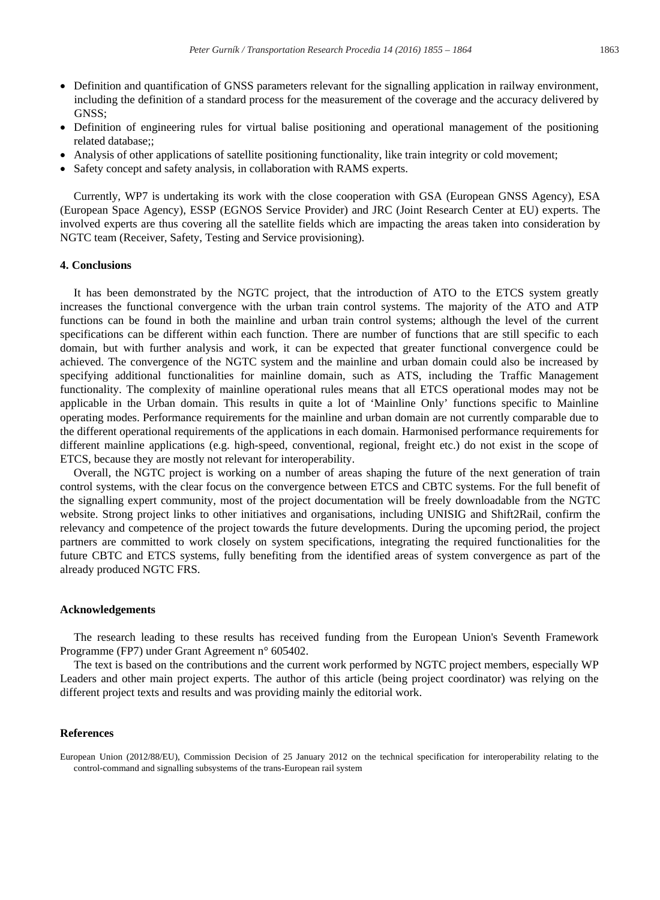- Definition and quantification of GNSS parameters relevant for the signalling application in railway environment, including the definition of a standard process for the measurement of the coverage and the accuracy delivered by GNSS;
- Definition of engineering rules for virtual balise positioning and operational management of the positioning related database;;
- Analysis of other applications of satellite positioning functionality, like train integrity or cold movement;
- Safety concept and safety analysis, in collaboration with RAMS experts.

Currently, WP7 is undertaking its work with the close cooperation with GSA (European GNSS Agency), ESA (European Space Agency), ESSP (EGNOS Service Provider) and JRC (Joint Research Center at EU) experts. The involved experts are thus covering all the satellite fields which are impacting the areas taken into consideration by NGTC team (Receiver, Safety, Testing and Service provisioning).

## 4. Conclusions

It has been demonstrated by the NGTC project, that the introduction of ATO to the ETCS system greatly increases the functional convergence with the urban train control systems. The majority of the ATO and ATP functions can be found in both the mainline and urban train control systems; although the level of the current specifications can be different within each function. There are number of functions that are still specific to each domain, but with further analysis and work, it can be expected that greater functional convergence could be achieved. The convergence of the NGTC system and the mainline and urban domain could also be increased by specifying additional functionalities for mainline domain, such as ATS, including the Traffic Management functionality. The complexity of mainline operational rules means that all ETCS operational modes may not be applicable in the Urban domain. This results in quite a lot of 'Mainline Only' functions specific to Mainline operating modes. Performance requirements for the mainline and urban domain are not currently comparable due to the different operational requirements of the applications in each domain. Harmonised performance requirements for different mainline applications (e.g. high-speed, conventional, regional, freight etc.) do not exist in the scope of ETCS, because they are mostly not relevant for interoperability.

Overall, the NGTC project is working on a number of areas shaping the future of the next generation of train control systems, with the clear focus on the convergence between ETCS and CBTC systems. For the full benefit of the signalling expert community, most of the project documentation will be freely downloadable from the NGTC website. Strong project links to other initiatives and organisations, including UNISIG and Shift2Rail, confirm the relevancy and competence of the project towards the future developments. During the upcoming period, the project partners are committed to work closely on system specifications, integrating the required functionalities for the future CBTC and ETCS systems, fully benefiting from the identified areas of system convergence as part of the already produced NGTC FRS.

## Acknowledgements

The research leading to these results has received funding from the European Union's Seventh Framework Programme (FP7) under Grant Agreement n° 605402.

The text is based on the contributions and the current work performed by NGTC project members, especially WP Leaders and other main project experts. The author of this article (being project coordinator) was relying on the different project texts and results and was providing mainly the editorial work.

## References

European Union (2012/88/EU), Commission Decision of 25 January 2012 on the technical specification for interoperability relating to the control-command and signalling subsystems of the trans-European rail system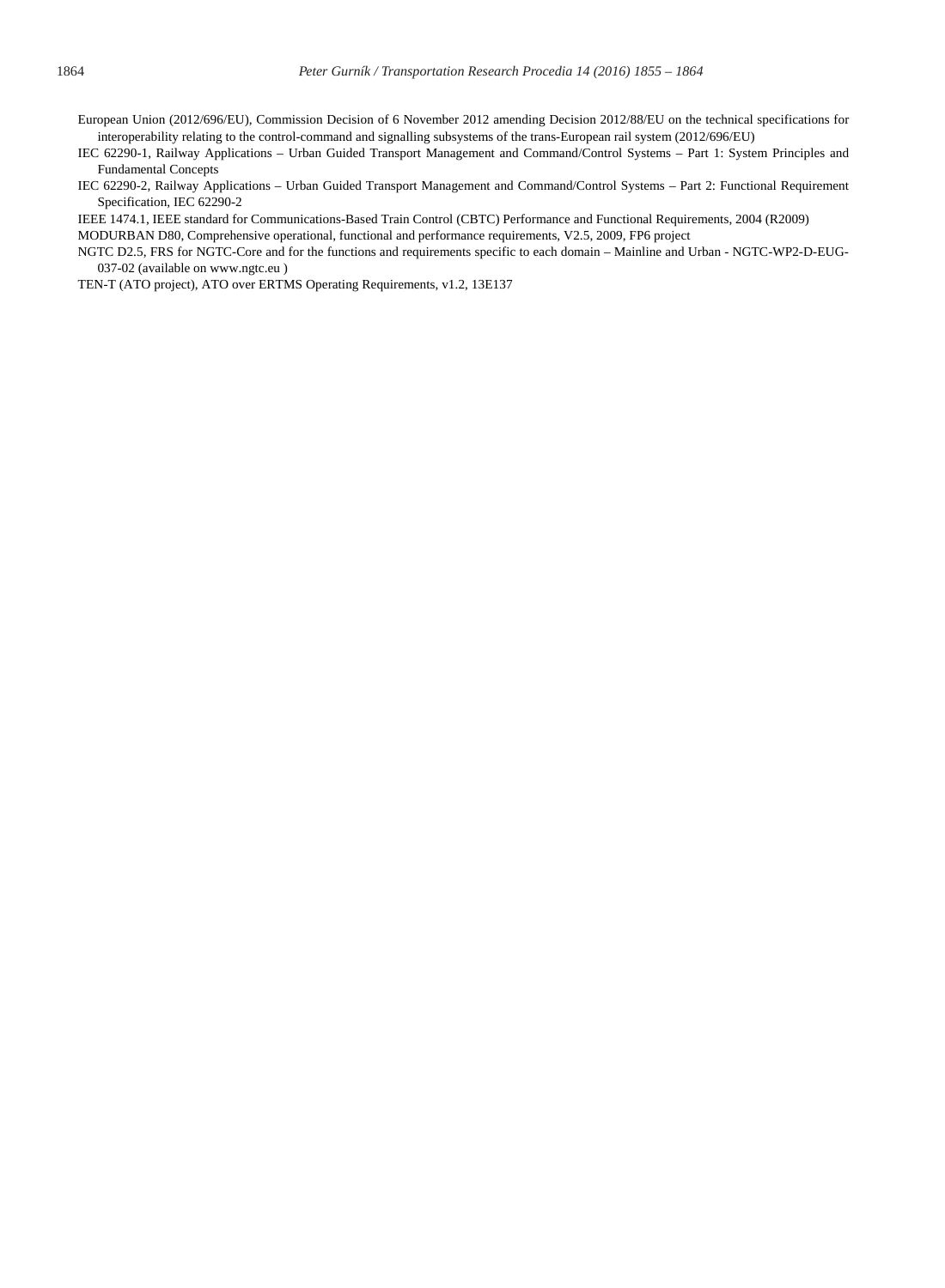European Union (2012/696/EU), Commission Decision of 6 November 2012 amending Decision 2012/88/EU on the technical specifications for interoperability relating to the control-command and signalling subsystems of the trans-European rail system (2012/696/EU)

IEC 62290-1, Railway Applications – Urban Guided Transport Management and Command/Control Systems – Part 1: System Principles and Fundamental Concepts

IEC 62290-2, Railway Applications – Urban Guided Transport Management and Command/Control Systems – Part 2: Functional Requirement Specification, IEC 62290-2

IEEE 1474.1, IEEE standard for Communications-Based Train Control (CBTC) Performance and Functional Requirements, 2004 (R2009)

MODURBAN D80, Comprehensive operational, functional and performance requirements, V2.5, 2009, FP6 project

NGTC D2.5, FRS for NGTC-Core and for the functions and requirements specific to each domain – Mainline and Urban - NGTC-WP2-D-EUG-037-02 (available on www.ngtc.eu )

TEN-T (ATO project), ATO over ERTMS Operating Requirements, v1.2, 13E137